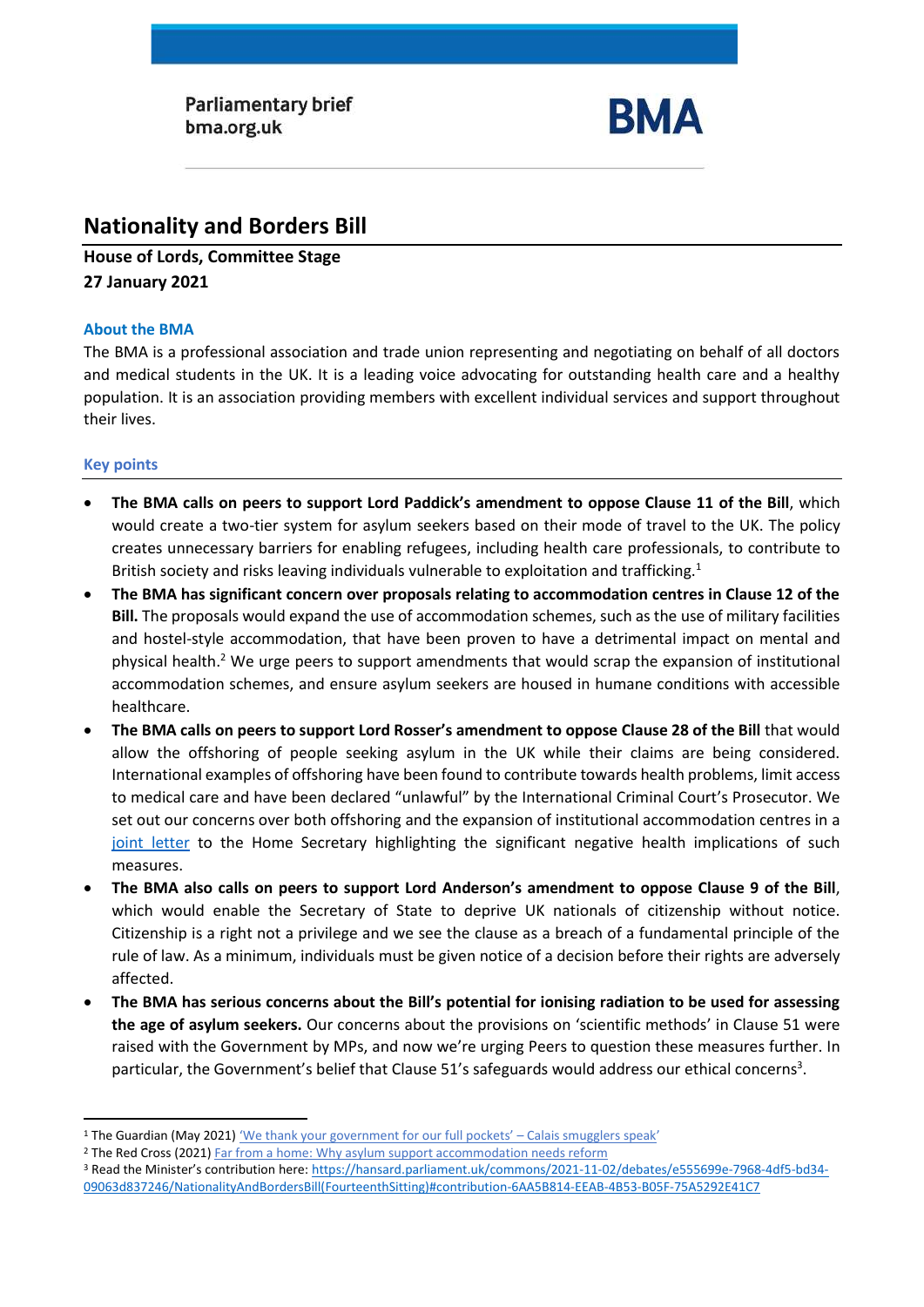Parliamentary brief
bma.org.uk

BMA

# Nationality and Borders Bill

**House of Lords, Committee Stage**
**27 January 2021**

### About the BMA

The BMA is a professional association and trade union representing and negotiating on behalf of all doctors and medical students in the UK. It is a leading voice advocating for outstanding health care and a healthy population. It is an association providing members with excellent individual services and support throughout their lives.

### Key points

- **The BMA calls on peers to support Lord Paddick's amendment to oppose Clause 11 of the Bill**, which would create a two-tier system for asylum seekers based on their mode of travel to the UK. The policy creates unnecessary barriers for enabling refugees, including health care professionals, to contribute to British society and risks leaving individuals vulnerable to exploitation and trafficking.[1]
- **The BMA has significant concern over proposals relating to accommodation centres in Clause 12 of the Bill.** The proposals would expand the use of accommodation schemes, such as the use of military facilities and hostel-style accommodation, that have been proven to have a detrimental impact on mental and physical health.[2] We urge peers to support amendments that would scrap the expansion of institutional accommodation schemes, and ensure asylum seekers are housed in humane conditions with accessible healthcare.
- **The BMA calls on peers to support Lord Rosser's amendment to oppose Clause 28 of the Bill** that would allow the offshoring of people seeking asylum in the UK while their claims are being considered. International examples of offshoring have been found to contribute towards health problems, limit access to medical care and have been declared "unlawful" by the International Criminal Court's Prosecutor. We set out our concerns over both offshoring and the expansion of institutional accommodation centres in a joint letter to the Home Secretary highlighting the significant negative health implications of such measures.
- **The BMA also calls on peers to support Lord Anderson's amendment to oppose Clause 9 of the Bill**, which would enable the Secretary of State to deprive UK nationals of citizenship without notice. Citizenship is a right not a privilege and we see the clause as a breach of a fundamental principle of the rule of law. As a minimum, individuals must be given notice of a decision before their rights are adversely affected.
- **The BMA has serious concerns about the Bill's potential for ionising radiation to be used for assessing the age of asylum seekers.** Our concerns about the provisions on 'scientific methods' in Clause 51 were raised with the Government by MPs, and now we're urging Peers to question these measures further. In particular, the Government's belief that Clause 51's safeguards would address our ethical concerns[3].

---

[1] The Guardian (May 2021) 'We thank your government for our full pockets' – Calais smugglers speak'
[2] The Red Cross (2021) Far from a home: Why asylum support accommodation needs reform
[3] Read the Minister's contribution here: https://hansard.parliament.uk/commons/2021-11-02/debates/e555699e-7968-4df5-bd34-09063d837246/NationalityAndBordersBill(FourteenthSitting)#contribution-6AA5B814-EEAB-4B53-B05F-75A5292E41C7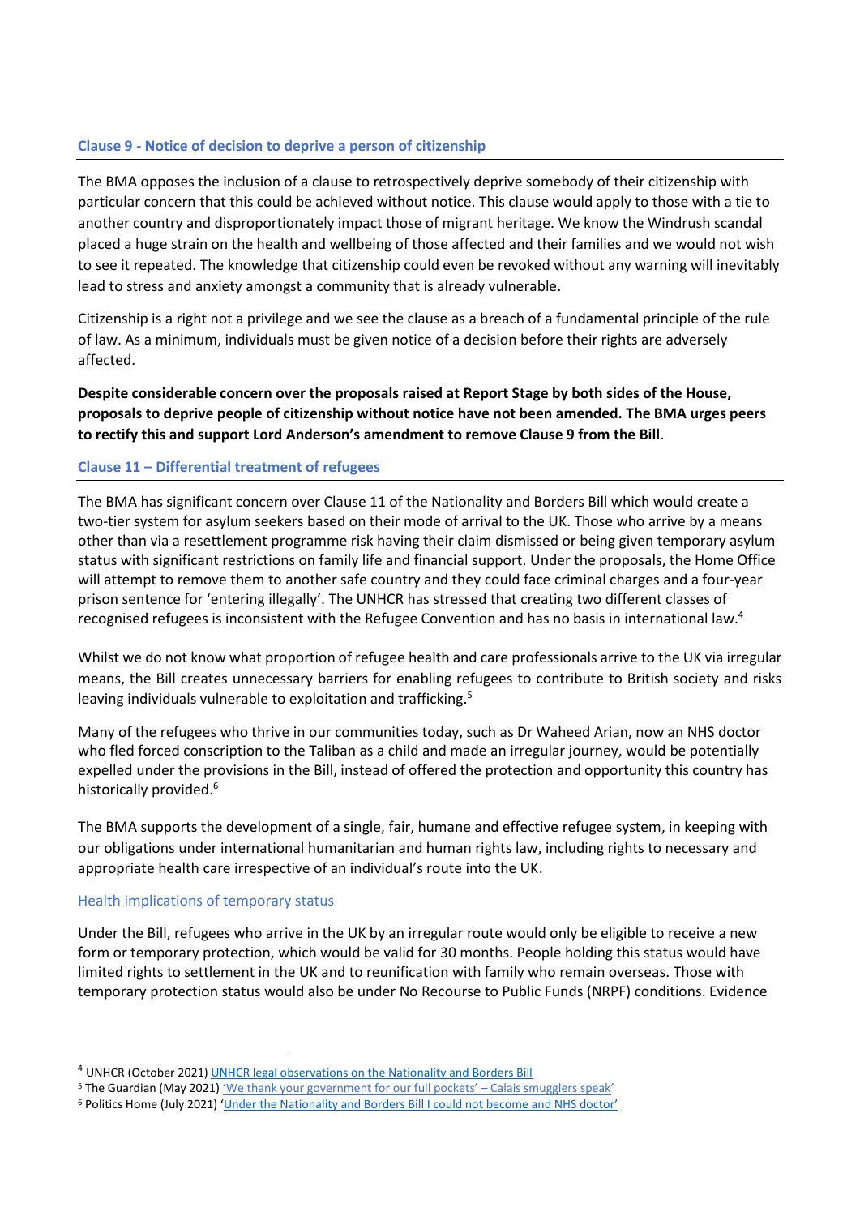### Clause 9 - Notice of decision to deprive a person of citizenship

The BMA opposes the inclusion of a clause to retrospectively deprive somebody of their citizenship with particular concern that this could be achieved without notice. This clause would apply to those with a tie to another country and disproportionately impact those of migrant heritage. We know the Windrush scandal placed a huge strain on the health and wellbeing of those affected and their families and we would not wish to see it repeated. The knowledge that citizenship could even be revoked without any warning will inevitably lead to stress and anxiety amongst a community that is already vulnerable.

Citizenship is a right not a privilege and we see the clause as a breach of a fundamental principle of the rule of law. As a minimum, individuals must be given notice of a decision before their rights are adversely affected.

**Despite considerable concern over the proposals raised at Report Stage by both sides of the House, proposals to deprive people of citizenship without notice have not been amended. The BMA urges peers to rectify this and support Lord Anderson's amendment to remove Clause 9 from the Bill**.

### Clause 11 – Differential treatment of refugees

The BMA has significant concern over Clause 11 of the Nationality and Borders Bill which would create a two-tier system for asylum seekers based on their mode of arrival to the UK. Those who arrive by a means other than via a resettlement programme risk having their claim dismissed or being given temporary asylum status with significant restrictions on family life and financial support. Under the proposals, the Home Office will attempt to remove them to another safe country and they could face criminal charges and a four-year prison sentence for 'entering illegally'. The UNHCR has stressed that creating two different classes of recognised refugees is inconsistent with the Refugee Convention and has no basis in international law.[4]

Whilst we do not know what proportion of refugee health and care professionals arrive to the UK via irregular means, the Bill creates unnecessary barriers for enabling refugees to contribute to British society and risks leaving individuals vulnerable to exploitation and trafficking.[5]

Many of the refugees who thrive in our communities today, such as Dr Waheed Arian, now an NHS doctor who fled forced conscription to the Taliban as a child and made an irregular journey, would be potentially expelled under the provisions in the Bill, instead of offered the protection and opportunity this country has historically provided.[6]

The BMA supports the development of a single, fair, humane and effective refugee system, in keeping with our obligations under international humanitarian and human rights law, including rights to necessary and appropriate health care irrespective of an individual's route into the UK.

#### Health implications of temporary status

Under the Bill, refugees who arrive in the UK by an irregular route would only be eligible to receive a new form or temporary protection, which would be valid for 30 months. People holding this status would have limited rights to settlement in the UK and to reunification with family who remain overseas. Those with temporary protection status would also be under No Recourse to Public Funds (NRPF) conditions. Evidence

---

[4] UNHCR (October 2021) UNHCR legal observations on the Nationality and Borders Bill

[5] The Guardian (May 2021) 'We thank your government for our full pockets' – Calais smugglers speak'

[6] Politics Home (July 2021) 'Under the Nationality and Borders Bill I could not become and NHS doctor'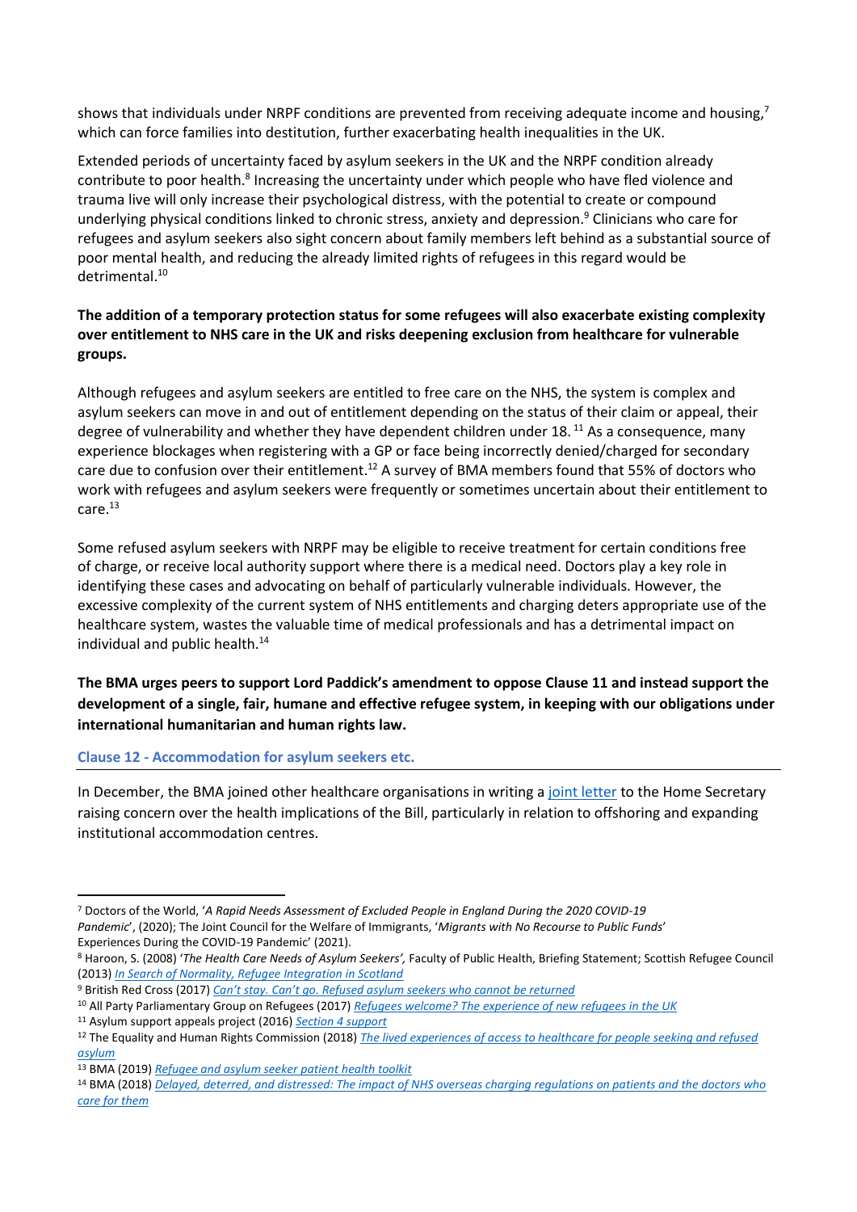shows that individuals under NRPF conditions are prevented from receiving adequate income and housing,[7] which can force families into destitution, further exacerbating health inequalities in the UK.

Extended periods of uncertainty faced by asylum seekers in the UK and the NRPF condition already contribute to poor health.[8] Increasing the uncertainty under which people who have fled violence and trauma live will only increase their psychological distress, with the potential to create or compound underlying physical conditions linked to chronic stress, anxiety and depression.[9] Clinicians who care for refugees and asylum seekers also sight concern about family members left behind as a substantial source of poor mental health, and reducing the already limited rights of refugees in this regard would be detrimental.[10]

**The addition of a temporary protection status for some refugees will also exacerbate existing complexity over entitlement to NHS care in the UK and risks deepening exclusion from healthcare for vulnerable groups.**

Although refugees and asylum seekers are entitled to free care on the NHS, the system is complex and asylum seekers can move in and out of entitlement depending on the status of their claim or appeal, their degree of vulnerability and whether they have dependent children under 18.[11] As a consequence, many experience blockages when registering with a GP or face being incorrectly denied/charged for secondary care due to confusion over their entitlement.[12] A survey of BMA members found that 55% of doctors who work with refugees and asylum seekers were frequently or sometimes uncertain about their entitlement to care.[13]

Some refused asylum seekers with NRPF may be eligible to receive treatment for certain conditions free of charge, or receive local authority support where there is a medical need. Doctors play a key role in identifying these cases and advocating on behalf of particularly vulnerable individuals. However, the excessive complexity of the current system of NHS entitlements and charging deters appropriate use of the healthcare system, wastes the valuable time of medical professionals and has a detrimental impact on individual and public health.[14]

**The BMA urges peers to support Lord Paddick's amendment to oppose Clause 11 and instead support the development of a single, fair, humane and effective refugee system, in keeping with our obligations under international humanitarian and human rights law.**

### Clause 12 - Accommodation for asylum seekers etc.

In December, the BMA joined other healthcare organisations in writing a joint letter to the Home Secretary raising concern over the health implications of the Bill, particularly in relation to offshoring and expanding institutional accommodation centres.

---

[7] Doctors of the World, '*A Rapid Needs Assessment of Excluded People in England During the 2020 COVID-19 Pandemic*', (2020); The Joint Council for the Welfare of Immigrants, '*Migrants with No Recourse to Public Funds*' Experiences During the COVID-19 Pandemic' (2021).

[8] Haroon, S. (2008) '*The Health Care Needs of Asylum Seekers',* Faculty of Public Health, Briefing Statement; Scottish Refugee Council (2013) *In Search of Normality, Refugee Integration in Scotland*

[9] British Red Cross (2017) *Can't stay. Can't go. Refused asylum seekers who cannot be returned*

[10] All Party Parliamentary Group on Refugees (2017) *Refugees welcome? The experience of new refugees in the UK*

[11] Asylum support appeals project (2016) *Section 4 support*

[12] The Equality and Human Rights Commission (2018) *The lived experiences of access to healthcare for people seeking and refused asylum*

[13] BMA (2019) *Refugee and asylum seeker patient health toolkit*

[14] BMA (2018) *Delayed, deterred, and distressed: The impact of NHS overseas charging regulations on patients and the doctors who care for them*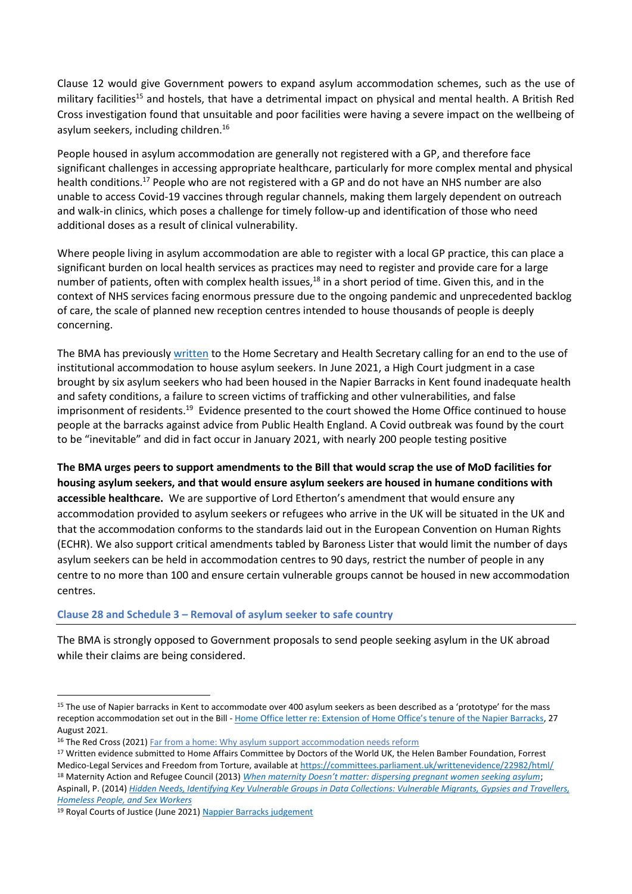Clause 12 would give Government powers to expand asylum accommodation schemes, such as the use of military facilities[15] and hostels, that have a detrimental impact on physical and mental health. A British Red Cross investigation found that unsuitable and poor facilities were having a severe impact on the wellbeing of asylum seekers, including children.[16]

People housed in asylum accommodation are generally not registered with a GP, and therefore face significant challenges in accessing appropriate healthcare, particularly for more complex mental and physical health conditions.[17] People who are not registered with a GP and do not have an NHS number are also unable to access Covid-19 vaccines through regular channels, making them largely dependent on outreach and walk-in clinics, which poses a challenge for timely follow-up and identification of those who need additional doses as a result of clinical vulnerability.

Where people living in asylum accommodation are able to register with a local GP practice, this can place a significant burden on local health services as practices may need to register and provide care for a large number of patients, often with complex health issues,[18] in a short period of time. Given this, and in the context of NHS services facing enormous pressure due to the ongoing pandemic and unprecedented backlog of care, the scale of planned new reception centres intended to house thousands of people is deeply concerning.

The BMA has previously [written](#) to the Home Secretary and Health Secretary calling for an end to the use of institutional accommodation to house asylum seekers. In June 2021, a High Court judgment in a case brought by six asylum seekers who had been housed in the Napier Barracks in Kent found inadequate health and safety conditions, a failure to screen victims of trafficking and other vulnerabilities, and false imprisonment of residents.[19] Evidence presented to the court showed the Home Office continued to house people at the barracks against advice from Public Health England. A Covid outbreak was found by the court to be "inevitable" and did in fact occur in January 2021, with nearly 200 people testing positive

**The BMA urges peers to support amendments to the Bill that would scrap the use of MoD facilities for housing asylum seekers, and that would ensure asylum seekers are housed in humane conditions with accessible healthcare.** We are supportive of Lord Etherton's amendment that would ensure any accommodation provided to asylum seekers or refugees who arrive in the UK will be situated in the UK and that the accommodation conforms to the standards laid out in the European Convention on Human Rights (ECHR). We also support critical amendments tabled by Baroness Lister that would limit the number of days asylum seekers can be held in accommodation centres to 90 days, restrict the number of people in any centre to no more than 100 and ensure certain vulnerable groups cannot be housed in new accommodation centres.

### Clause 28 and Schedule 3 – Removal of asylum seeker to safe country

The BMA is strongly opposed to Government proposals to send people seeking asylum in the UK abroad while their claims are being considered.

---

[15] The use of Napier barracks in Kent to accommodate over 400 asylum seekers as been described as a 'prototype' for the mass reception accommodation set out in the Bill - [Home Office letter re: Extension of Home Office's tenure of the Napier Barracks](#), 27 August 2021.

[16] The Red Cross (2021) [Far from a home: Why asylum support accommodation needs reform](#)

[17] Written evidence submitted to Home Affairs Committee by Doctors of the World UK, the Helen Bamber Foundation, Forrest Medico-Legal Services and Freedom from Torture, available at https://committees.parliament.uk/writtenevidence/22982/html/

[18] Maternity Action and Refugee Council (2013) *[When maternity Doesn't matter: dispersing pregnant women seeking asylum](#)*; Aspinall, P. (2014) *[Hidden Needs, Identifying Key Vulnerable Groups in Data Collections: Vulnerable Migrants, Gypsies and Travellers, Homeless People, and Sex Workers](#)*

[19] Royal Courts of Justice (June 2021) [Nappier Barracks judgement](#)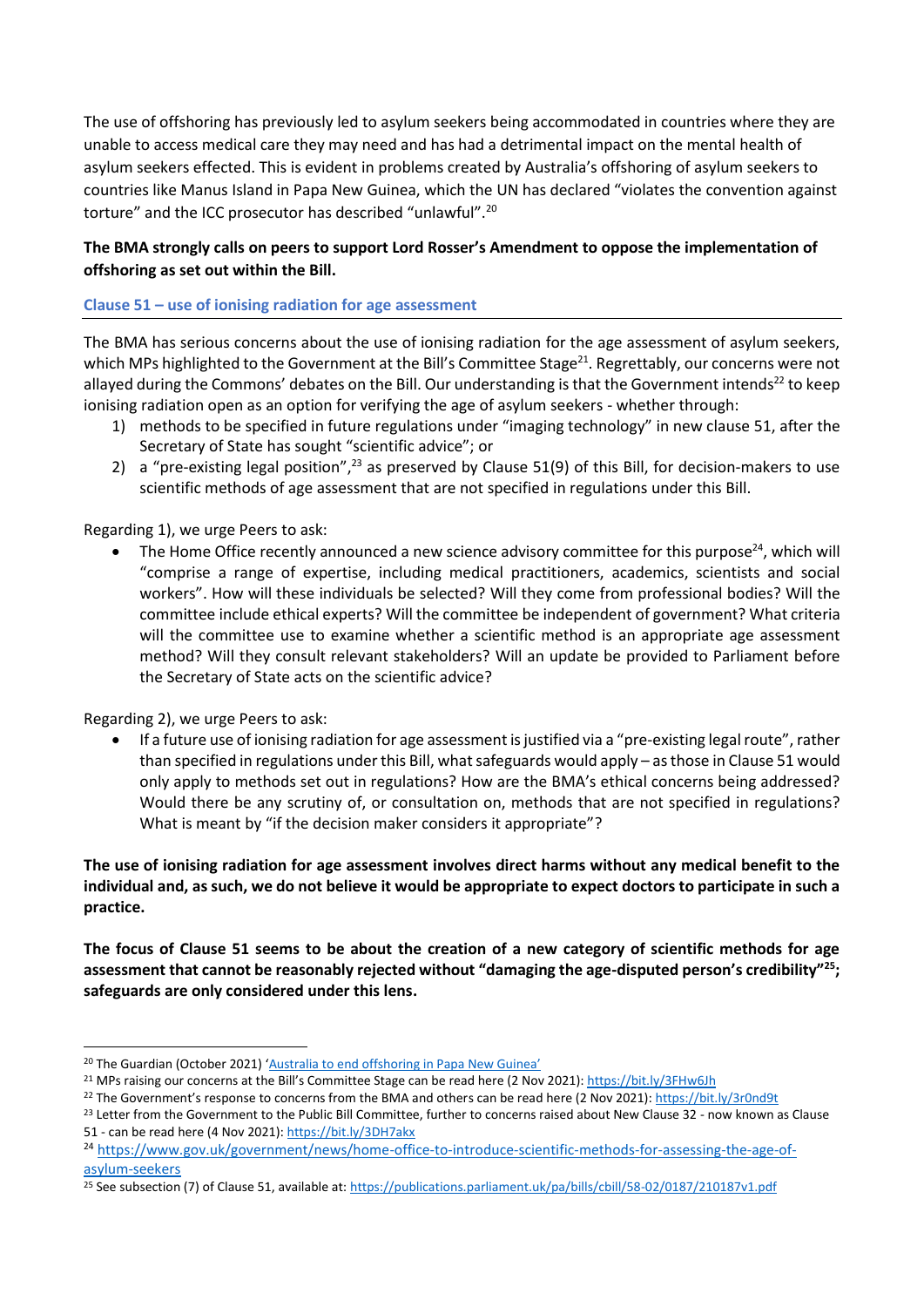The use of offshoring has previously led to asylum seekers being accommodated in countries where they are unable to access medical care they may need and has had a detrimental impact on the mental health of asylum seekers effected. This is evident in problems created by Australia's offshoring of asylum seekers to countries like Manus Island in Papa New Guinea, which the UN has declared "violates the convention against torture" and the ICC prosecutor has described "unlawful".[20]

**The BMA strongly calls on peers to support Lord Rosser's Amendment to oppose the implementation of offshoring as set out within the Bill.**

### Clause 51 – use of ionising radiation for age assessment

The BMA has serious concerns about the use of ionising radiation for the age assessment of asylum seekers, which MPs highlighted to the Government at the Bill's Committee Stage[21]. Regrettably, our concerns were not allayed during the Commons' debates on the Bill. Our understanding is that the Government intends[22] to keep ionising radiation open as an option for verifying the age of asylum seekers - whether through:

1) methods to be specified in future regulations under "imaging technology" in new clause 51, after the Secretary of State has sought "scientific advice"; or
2) a "pre-existing legal position",[23] as preserved by Clause 51(9) of this Bill, for decision-makers to use scientific methods of age assessment that are not specified in regulations under this Bill.

Regarding 1), we urge Peers to ask:

- The Home Office recently announced a new science advisory committee for this purpose[24], which will "comprise a range of expertise, including medical practitioners, academics, scientists and social workers". How will these individuals be selected? Will they come from professional bodies? Will the committee include ethical experts? Will the committee be independent of government? What criteria will the committee use to examine whether a scientific method is an appropriate age assessment method? Will they consult relevant stakeholders? Will an update be provided to Parliament before the Secretary of State acts on the scientific advice?

Regarding 2), we urge Peers to ask:

- If a future use of ionising radiation for age assessment is justified via a "pre-existing legal route", rather than specified in regulations under this Bill, what safeguards would apply – as those in Clause 51 would only apply to methods set out in regulations? How are the BMA's ethical concerns being addressed? Would there be any scrutiny of, or consultation on, methods that are not specified in regulations? What is meant by "if the decision maker considers it appropriate"?

**The use of ionising radiation for age assessment involves direct harms without any medical benefit to the individual and, as such, we do not believe it would be appropriate to expect doctors to participate in such a practice.**

**The focus of Clause 51 seems to be about the creation of a new category of scientific methods for age assessment that cannot be reasonably rejected without "damaging the age-disputed person's credibility"[25]; safeguards are only considered under this lens.**

---

[20] The Guardian (October 2021) 'Australia to end offshoring in Papa New Guinea'

[21] MPs raising our concerns at the Bill's Committee Stage can be read here (2 Nov 2021): https://bit.ly/3FHw6Jh

[22] The Government's response to concerns from the BMA and others can be read here (2 Nov 2021): https://bit.ly/3r0nd9t

[23] Letter from the Government to the Public Bill Committee, further to concerns raised about New Clause 32 - now known as Clause 51 - can be read here (4 Nov 2021): https://bit.ly/3DH7akx

[24] https://www.gov.uk/government/news/home-office-to-introduce-scientific-methods-for-assessing-the-age-of-asylum-seekers

[25] See subsection (7) of Clause 51, available at: https://publications.parliament.uk/pa/bills/cbill/58-02/0187/210187v1.pdf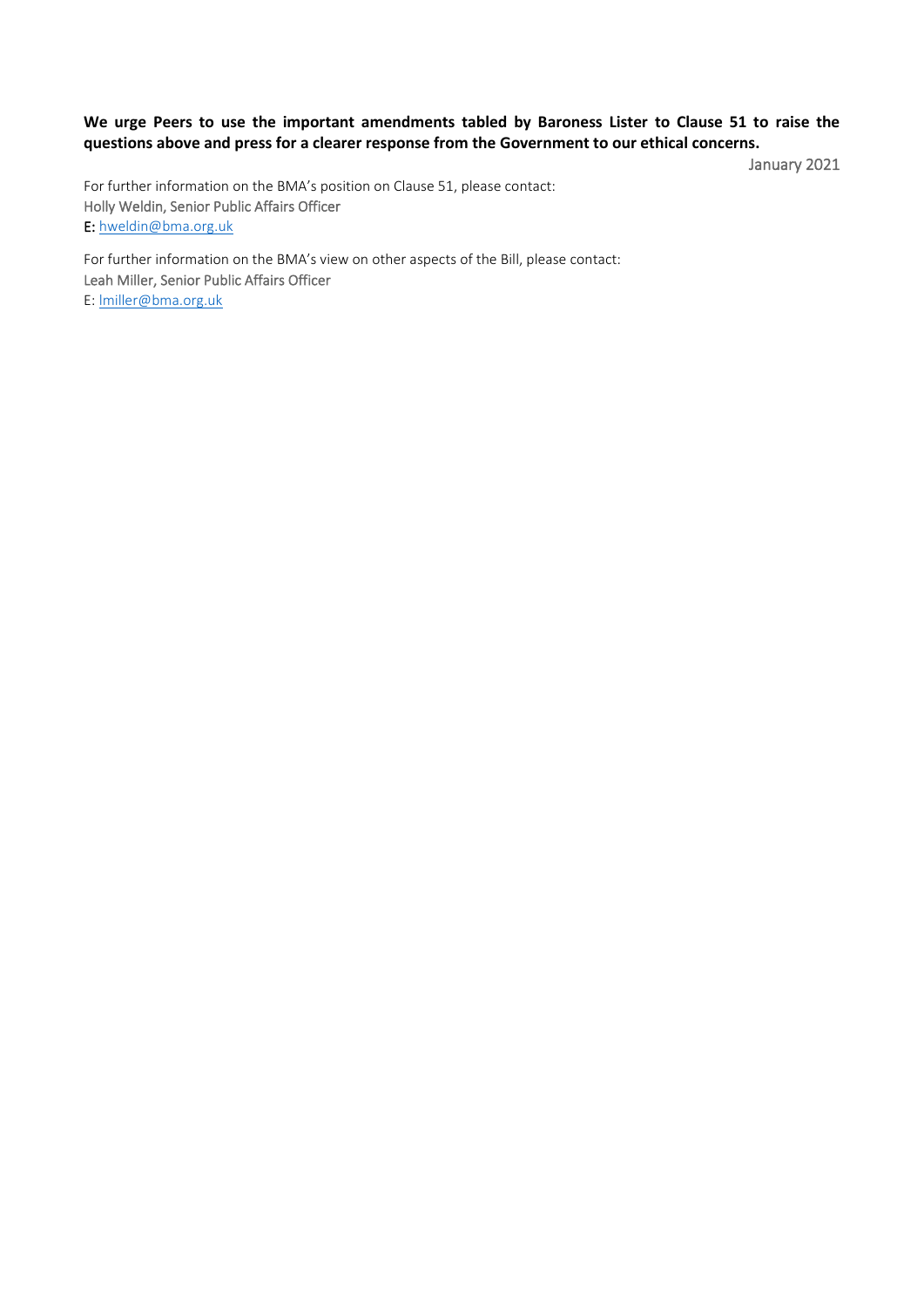**We urge Peers to use the important amendments tabled by Baroness Lister to Clause 51 to raise the questions above and press for a clearer response from the Government to our ethical concerns.**

January 2021

For further information on the BMA's position on Clause 51, please contact:
Holly Weldin, Senior Public Affairs Officer
E: hweldin@bma.org.uk

For further information on the BMA's view on other aspects of the Bill, please contact:
Leah Miller, Senior Public Affairs Officer
E: lmiller@bma.org.uk